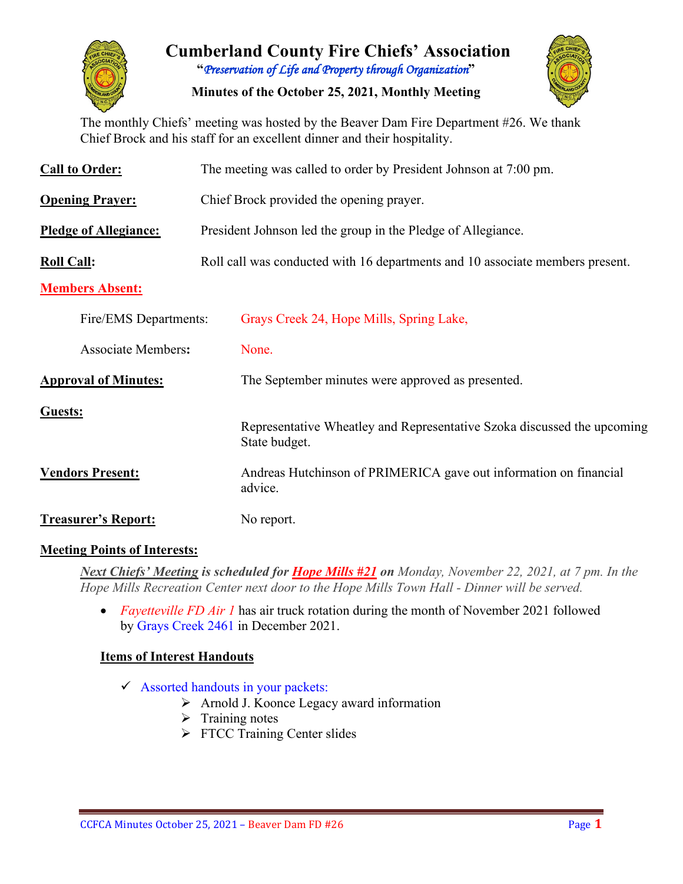# Cumberland County Fire Chiefs' Association

"*Preservation of Life and Property through Organization*"

**Minutes of the October 25, 2021, Monthly Meeting**

The monthly Chiefs' meeting was hosted by the Beaver Dam Fire Department #26. We thank Chief Brock and his staff for an excellent dinner and their hospitality.

**Call to Order:** The meeting was called to order by President Johnson at 7:00 pm.

**Opening Prayer:** Chief Brock provided the opening prayer.

**Pledge of Allegiance:** President Johnson led the group in the Pledge of Allegiance.

**Roll Call:** Roll call was conducted with 16 departments and 10 associate members present.

**Members Absent:**

Fire/EMS Departments: Grays Creek 24, Hope Mills, Spring Lake,

Associate Members: None.

**Approval of Minutes:** The September minutes were approved as presented.

**Guests:**

Representative Wheatley and Representative Szoka discussed the upcoming State budget.

**Vendors Present:** Andreas Hutchinson of PRIMERICA gave out information on financial advice.

**Treasurer's Report:** No report.

**Meeting Points of Interests:**

***Next Chiefs' Meeting* is scheduled for *Hope Mills #21* on** *Monday, November 22, 2021, at 7 pm. In the Hope Mills Recreation Center next door to the Hope Mills Town Hall - Dinner will be served.*

- *Fayetteville FD Air 1* has air truck rotation during the month of November 2021 followed by Grays Creek 2461 in December 2021.

**Items of Interest Handouts**

- ✓ Assorted handouts in your packets:
  - Arnold J. Koonce Legacy award information
  - Training notes
  - FTCC Training Center slides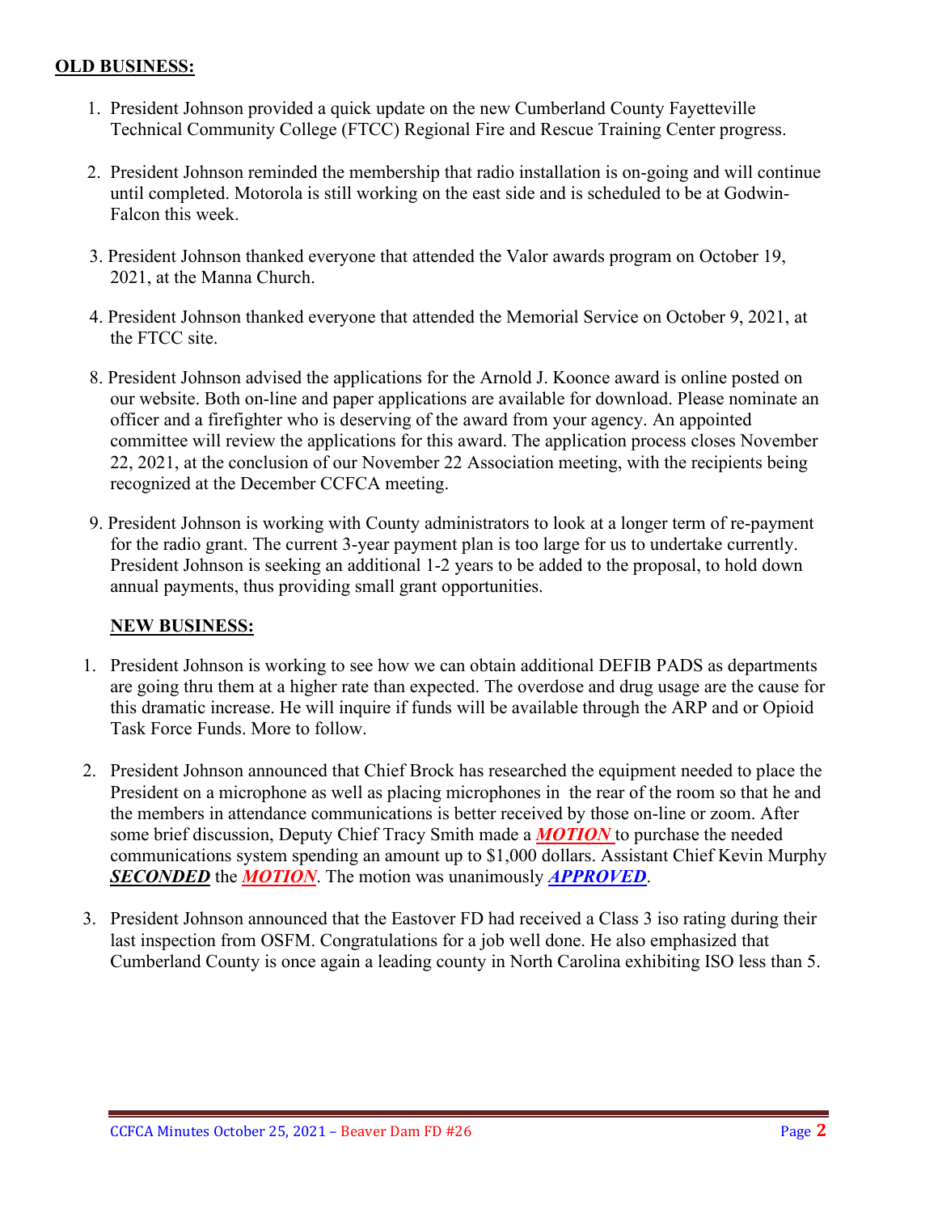**OLD BUSINESS:**

1. President Johnson provided a quick update on the new Cumberland County Fayetteville Technical Community College (FTCC) Regional Fire and Rescue Training Center progress.

2. President Johnson reminded the membership that radio installation is on-going and will continue until completed. Motorola is still working on the east side and is scheduled to be at Godwin-Falcon this week.

3. President Johnson thanked everyone that attended the Valor awards program on October 19, 2021, at the Manna Church.

4. President Johnson thanked everyone that attended the Memorial Service on October 9, 2021, at the FTCC site.

8. President Johnson advised the applications for the Arnold J. Koonce award is online posted on our website. Both on-line and paper applications are available for download. Please nominate an officer and a firefighter who is deserving of the award from your agency. An appointed committee will review the applications for this award. The application process closes November 22, 2021, at the conclusion of our November 22 Association meeting, with the recipients being recognized at the December CCFCA meeting.

9. President Johnson is working with County administrators to look at a longer term of re-payment for the radio grant. The current 3-year payment plan is too large for us to undertake currently. President Johnson is seeking an additional 1-2 years to be added to the proposal, to hold down annual payments, thus providing small grant opportunities.

**NEW BUSINESS:**

1. President Johnson is working to see how we can obtain additional DEFIB PADS as departments are going thru them at a higher rate than expected. The overdose and drug usage are the cause for this dramatic increase. He will inquire if funds will be available through the ARP and or Opioid Task Force Funds. More to follow.

2. President Johnson announced that Chief Brock has researched the equipment needed to place the President on a microphone as well as placing microphones in the rear of the room so that he and the members in attendance communications is better received by those on-line or zoom. After some brief discussion, Deputy Chief Tracy Smith made a ***MOTION*** to purchase the needed communications system spending an amount up to $1,000 dollars. Assistant Chief Kevin Murphy ***SECONDED*** the ***MOTION***. The motion was unanimously ***APPROVED***.

3. President Johnson announced that the Eastover FD had received a Class 3 iso rating during their last inspection from OSFM. Congratulations for a job well done. He also emphasized that Cumberland County is once again a leading county in North Carolina exhibiting ISO less than 5.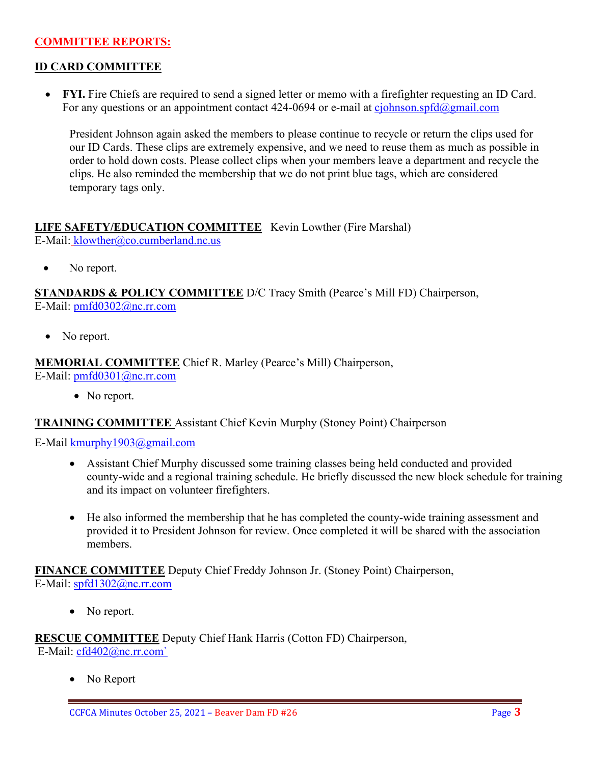## COMMITTEE REPORTS:

### ID CARD COMMITTEE

- **FYI.** Fire Chiefs are required to send a signed letter or memo with a firefighter requesting an ID Card. For any questions or an appointment contact 424-0694 or e-mail at cjohnson.spfd@gmail.com

  President Johnson again asked the members to please continue to recycle or return the clips used for our ID Cards. These clips are extremely expensive, and we need to reuse them as much as possible in order to hold down costs. Please collect clips when your members leave a department and recycle the clips. He also reminded the membership that we do not print blue tags, which are considered temporary tags only.

**LIFE SAFETY/EDUCATION COMMITTEE** Kevin Lowther (Fire Marshal)
E-Mail: klowther@co.cumberland.nc.us

- No report.

**STANDARDS & POLICY COMMITTEE** D/C Tracy Smith (Pearce's Mill FD) Chairperson,
E-Mail: pmfd0302@nc.rr.com

- No report.

**MEMORIAL COMMITTEE** Chief R. Marley (Pearce's Mill) Chairperson,
E-Mail: pmfd0301@nc.rr.com

- No report.

**TRAINING COMMITTEE** Assistant Chief Kevin Murphy (Stoney Point) Chairperson

E-Mail kmurphy1903@gmail.com

- Assistant Chief Murphy discussed some training classes being held conducted and provided county-wide and a regional training schedule. He briefly discussed the new block schedule for training and its impact on volunteer firefighters.

- He also informed the membership that he has completed the county-wide training assessment and provided it to President Johnson for review. Once completed it will be shared with the association members.

**FINANCE COMMITTEE** Deputy Chief Freddy Johnson Jr. (Stoney Point) Chairperson,
E-Mail: spfd1302@nc.rr.com

- No report.

**RESCUE COMMITTEE** Deputy Chief Hank Harris (Cotton FD) Chairperson,
E-Mail: cfd402@nc.rr.com`

- No Report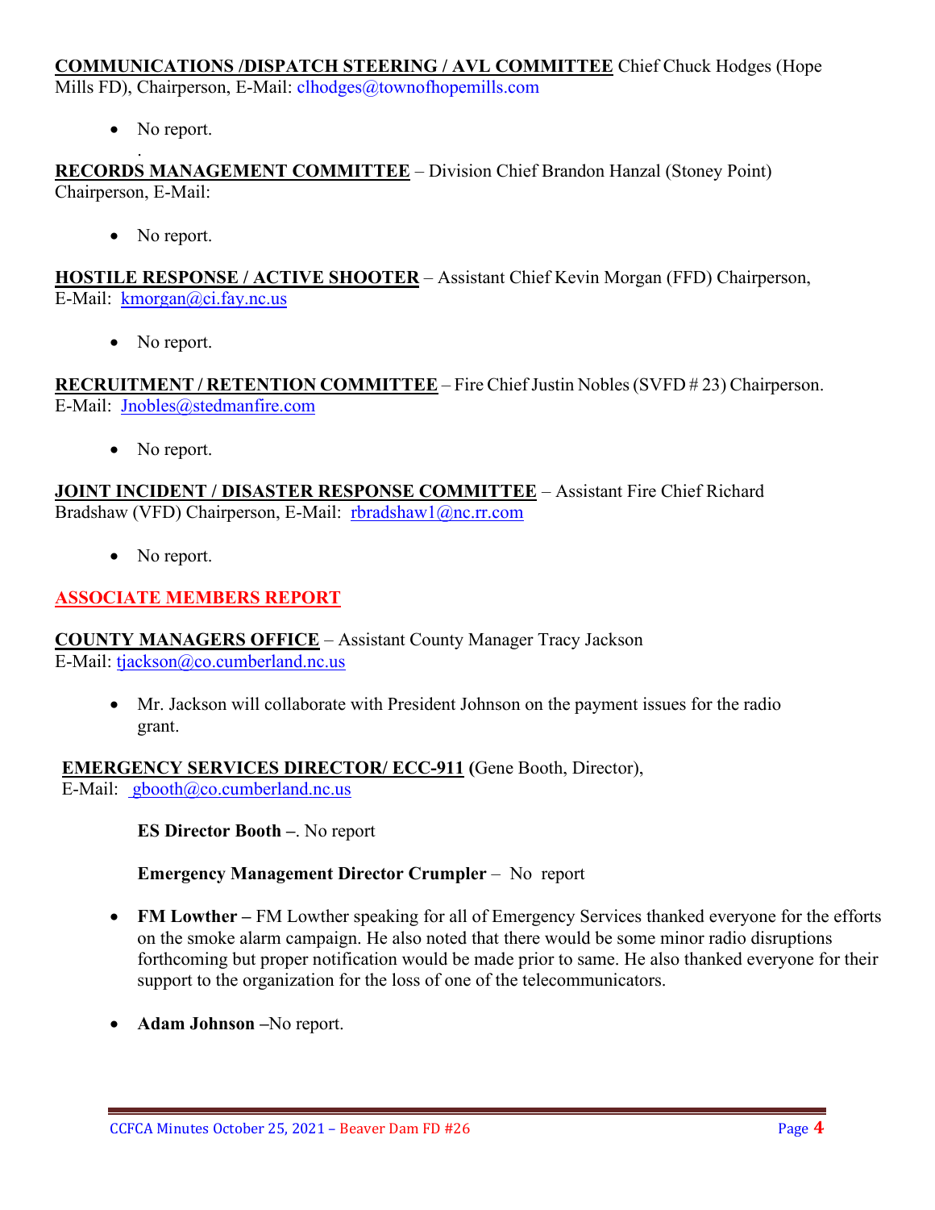**COMMUNICATIONS /DISPATCH STEERING / AVL COMMITTEE** Chief Chuck Hodges (Hope Mills FD), Chairperson, E-Mail: clhodges@townofhopemills.com

- No report.

.

**RECORDS MANAGEMENT COMMITTEE** – Division Chief Brandon Hanzal (Stoney Point) Chairperson, E-Mail:

- No report.

**HOSTILE RESPONSE / ACTIVE SHOOTER** – Assistant Chief Kevin Morgan (FFD) Chairperson, E-Mail: kmorgan@ci.fay.nc.us

- No report.

**RECRUITMENT / RETENTION COMMITTEE** – Fire Chief Justin Nobles (SVFD # 23) Chairperson. E-Mail: Jnobles@stedmanfire.com

- No report.

**JOINT INCIDENT / DISASTER RESPONSE COMMITTEE** – Assistant Fire Chief Richard Bradshaw (VFD) Chairperson, E-Mail: rbradshaw1@nc.rr.com

- No report.

## ASSOCIATE MEMBERS REPORT

**COUNTY MANAGERS OFFICE** – Assistant County Manager Tracy Jackson
E-Mail: tjackson@co.cumberland.nc.us

- Mr. Jackson will collaborate with President Johnson on the payment issues for the radio grant.

**EMERGENCY SERVICES DIRECTOR/ ECC-911 (**Gene Booth, Director),
E-Mail: gbooth@co.cumberland.nc.us

**ES Director Booth –**. No report

**Emergency Management Director Crumpler** – No report

- **FM Lowther –** FM Lowther speaking for all of Emergency Services thanked everyone for the efforts on the smoke alarm campaign. He also noted that there would be some minor radio disruptions forthcoming but proper notification would be made prior to same. He also thanked everyone for their support to the organization for the loss of one of the telecommunicators.

- **Adam Johnson –**No report.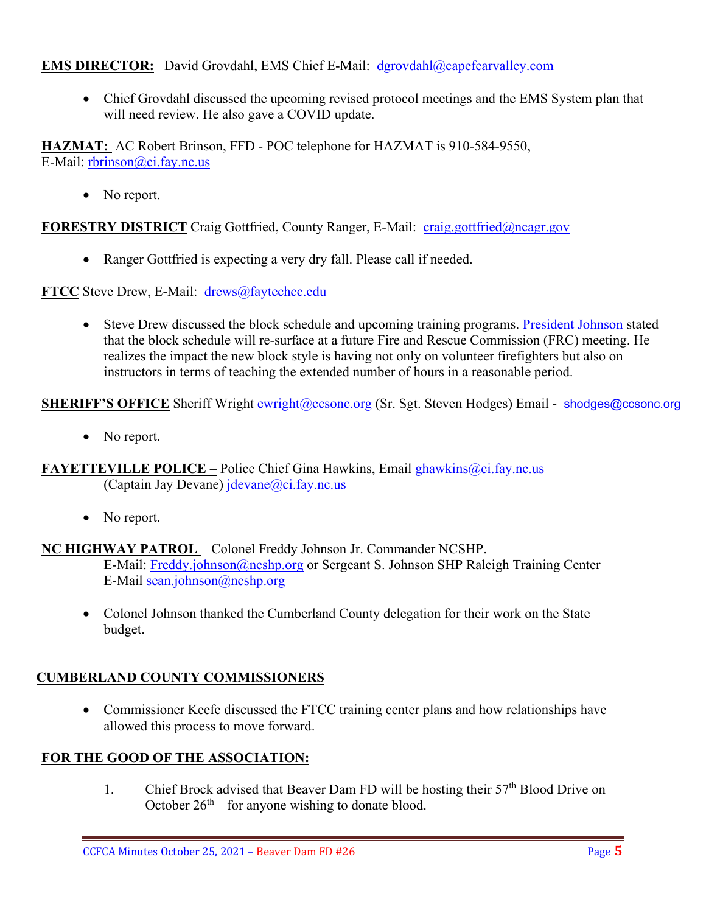**EMS DIRECTOR:** David Grovdahl, EMS Chief E-Mail: dgrovdahl@capefearvalley.com

- Chief Grovdahl discussed the upcoming revised protocol meetings and the EMS System plan that will need review. He also gave a COVID update.

**HAZMAT:** AC Robert Brinson, FFD - POC telephone for HAZMAT is 910-584-9550, E-Mail: rbrinson@ci.fay.nc.us

- No report.

**FORESTRY DISTRICT** Craig Gottfried, County Ranger, E-Mail: craig.gottfried@ncagr.gov

- Ranger Gottfried is expecting a very dry fall. Please call if needed.

**FTCC** Steve Drew, E-Mail: drews@faytechcc.edu

- Steve Drew discussed the block schedule and upcoming training programs. President Johnson stated that the block schedule will re-surface at a future Fire and Rescue Commission (FRC) meeting. He realizes the impact the new block style is having not only on volunteer firefighters but also on instructors in terms of teaching the extended number of hours in a reasonable period.

**SHERIFF'S OFFICE** Sheriff Wright ewright@ccsonc.org (Sr. Sgt. Steven Hodges) Email - shodges@ccsonc.org

- No report.

**FAYETTEVILLE POLICE –** Police Chief Gina Hawkins, Email ghawkins@ci.fay.nc.us (Captain Jay Devane) jdevane@ci.fay.nc.us

- No report.

**NC HIGHWAY PATROL** – Colonel Freddy Johnson Jr. Commander NCSHP. E-Mail: Freddy.johnson@ncshp.org or Sergeant S. Johnson SHP Raleigh Training Center E-Mail sean.johnson@ncshp.org

- Colonel Johnson thanked the Cumberland County delegation for their work on the State budget.

**CUMBERLAND COUNTY COMMISSIONERS**

- Commissioner Keefe discussed the FTCC training center plans and how relationships have allowed this process to move forward.

**FOR THE GOOD OF THE ASSOCIATION:**

1. Chief Brock advised that Beaver Dam FD will be hosting their 57th Blood Drive on October 26th for anyone wishing to donate blood.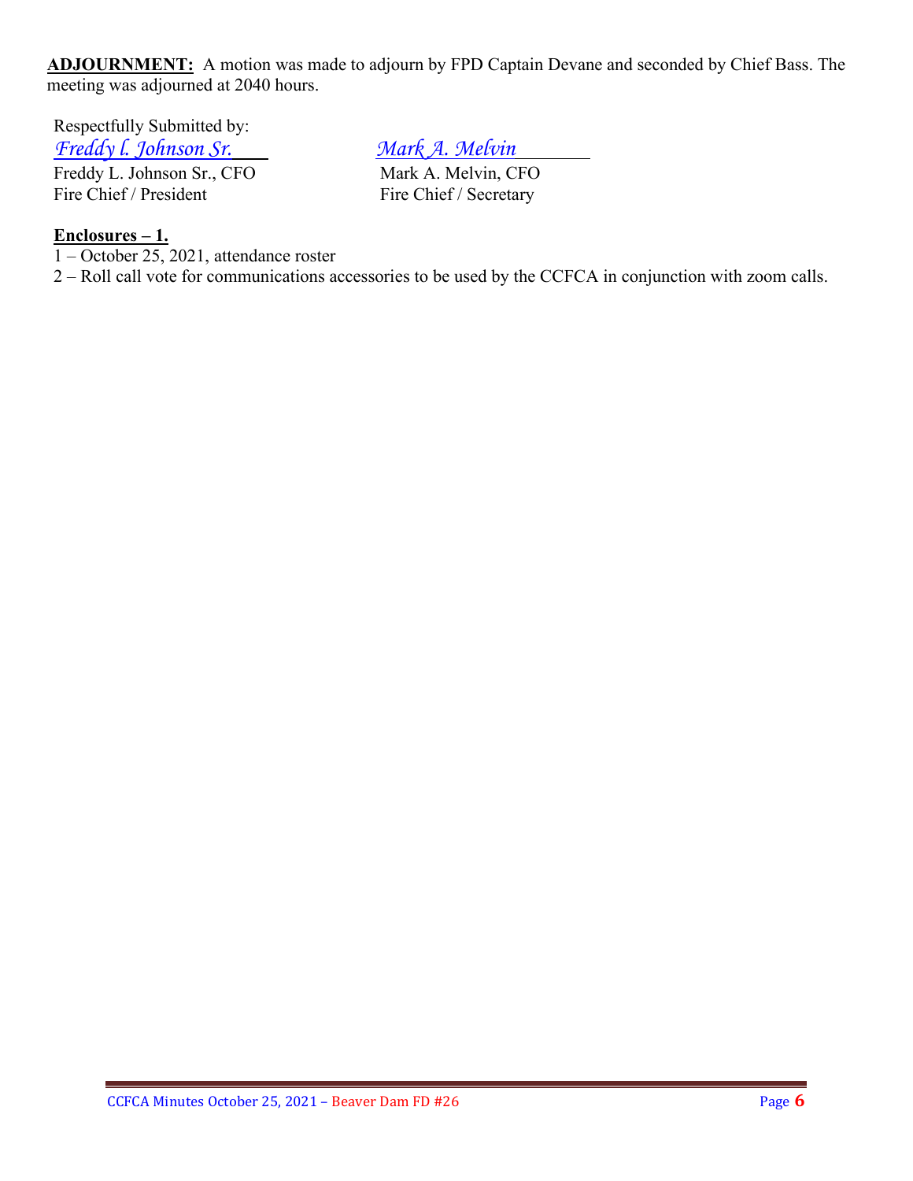**ADJOURNMENT:** A motion was made to adjourn by FPD Captain Devane and seconded by Chief Bass. The meeting was adjourned at 2040 hours.

Respectfully Submitted by:

| *Freddy l. Johnson Sr.* | *Mark A. Melvin* |
|---|---|
| Freddy L. Johnson Sr., CFO | Mark A. Melvin, CFO |
| Fire Chief / President | Fire Chief / Secretary |

**Enclosures – 1.**

1 – October 25, 2021, attendance roster

2 – Roll call vote for communications accessories to be used by the CCFCA in conjunction with zoom calls.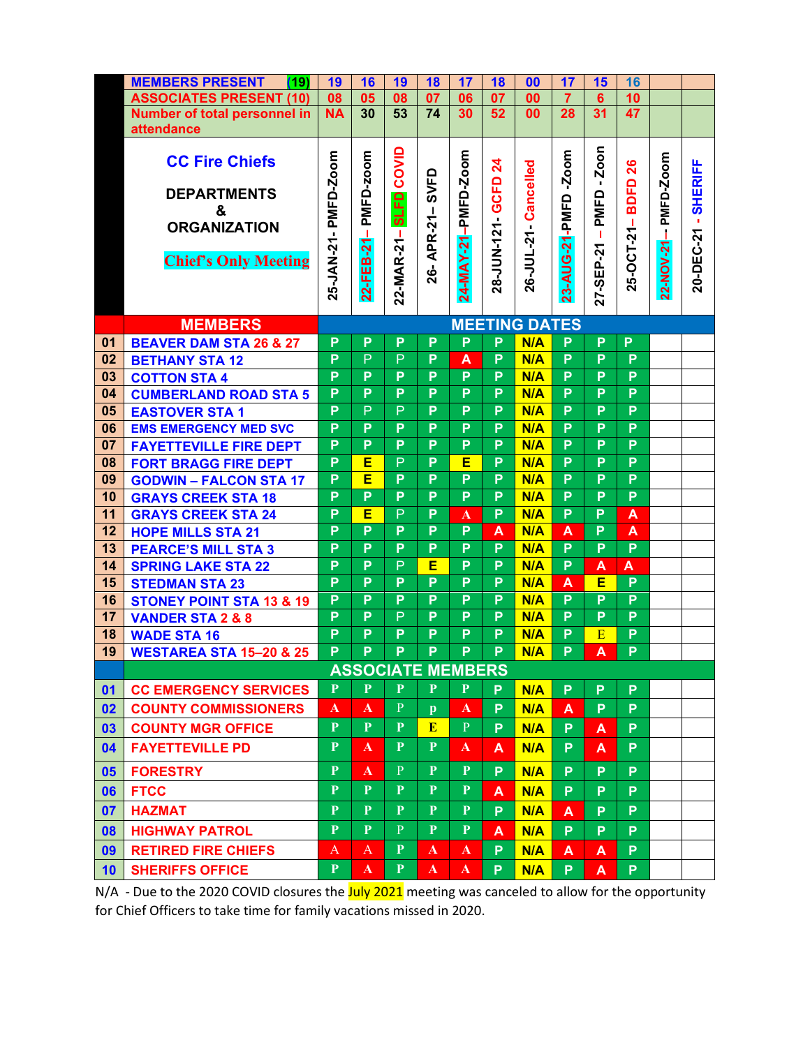| | MEMBERS PRESENT (19) | 19 | 16 | 19 | 18 | 17 | 18 | 00 | 17 | 15 | 16 | | |
|---|---|---|---|---|---|---|---|---|---|---|---|---|---|
| | ASSOCIATES PRESENT (10) | 08 | 05 | 08 | 07 | 06 | 07 | 00 | 7 | 6 | 10 | | |
| | Number of total personnel in attendance | NA | 30 | 53 | 74 | 30 | 52 | 00 | 28 | 31 | 47 | | |
| | CC Fire Chiefs DEPARTMENTS & ORGANIZATION Chief's Only Meeting | 25-JAN-21- PMFD-Zoom | 22-FEB-21– PMFD-zoom | 22-MAR-21– SLFD COVID | 26- APR-21– SVFD | 24-MAY-21–PMFD-Zoom | 28-JUN-121- GCFD 24 | 26-JUL-21- Cancelled | 23-AUG-21-PMFD -Zoom | 27-SEP-21 – PMFD - Zoon | 25-OCT-21– BDFD 26 | 22-NOV-21-– PMFD-Zoom | 20-DEC-21 - SHERIFF |
| | **MEMBERS** | **MEETING DATES** | | | | | | | | | | | |
| 01 | BEAVER DAM STA 26 & 27 | P | P | P | P | P | P | N/A | P | P | P | | |
| 02 | BETHANY STA 12 | P | P | P | P | A | P | N/A | P | P | P | | |
| 03 | COTTON STA 4 | P | P | P | P | P | P | N/A | P | P | P | | |
| 04 | CUMBERLAND ROAD STA 5 | P | P | P | P | P | P | N/A | P | P | P | | |
| 05 | EASTOVER STA 1 | P | P | P | P | P | P | N/A | P | P | P | | |
| 06 | EMS EMERGENCY MED SVC | P | P | P | P | P | P | N/A | P | P | P | | |
| 07 | FAYETTEVILLE FIRE DEPT | P | P | P | P | P | P | N/A | P | P | P | | |
| 08 | FORT BRAGG FIRE DEPT | P | E | P | P | E | P | N/A | P | P | P | | |
| 09 | GODWIN – FALCON STA 17 | P | E | P | P | P | P | N/A | P | P | P | | |
| 10 | GRAYS CREEK STA 18 | P | P | P | P | P | P | N/A | P | P | P | | |
| 11 | GRAYS CREEK STA 24 | P | E | P | P | A | P | N/A | P | P | A | | |
| 12 | HOPE MILLS STA 21 | P | P | P | P | P | A | N/A | A | P | A | | |
| 13 | PEARCE'S MILL STA 3 | P | P | P | P | P | P | N/A | P | P | P | | |
| 14 | SPRING LAKE STA 22 | P | P | P | E | P | P | N/A | P | A | A | | |
| 15 | STEDMAN STA 23 | P | P | P | P | P | P | N/A | A | E | P | | |
| 16 | STONEY POINT STA 13 & 19 | P | P | P | P | P | P | N/A | P | P | P | | |
| 17 | VANDER STA 2 & 8 | P | P | P | P | P | P | N/A | P | P | P | | |
| 18 | WADE STA 16 | P | P | P | P | P | P | N/A | P | E | P | | |
| 19 | WESTAREA STA 15–20 & 25 | P | P | P | P | P | P | N/A | P | A | P | | |
| | **ASSOCIATE MEMBERS** | | | | | | | | | | | | |
| 01 | CC EMERGENCY SERVICES | P | P | P | P | P | P | N/A | P | P | P | | |
| 02 | COUNTY COMMISSIONERS | A | A | P | p | A | P | N/A | A | P | P | | |
| 03 | COUNTY MGR OFFICE | P | P | P | E | P | P | N/A | P | A | P | | |
| 04 | FAYETTEVILLE PD | P | A | P | P | A | A | N/A | P | A | P | | |
| 05 | FORESTRY | P | A | P | P | P | P | N/A | P | P | P | | |
| 06 | FTCC | P | P | P | P | P | A | N/A | P | P | P | | |
| 07 | HAZMAT | P | P | P | P | P | P | N/A | A | P | P | | |
| 08 | HIGHWAY PATROL | P | P | P | P | P | A | N/A | P | P | P | | |
| 09 | RETIRED FIRE CHIEFS | A | A | P | A | A | P | N/A | A | A | P | | |
| 10 | SHERIFFS OFFICE | P | A | P | A | A | P | N/A | P | A | P | | |

N/A - Due to the 2020 COVID closures the July 2021 meeting was canceled to allow for the opportunity for Chief Officers to take time for family vacations missed in 2020.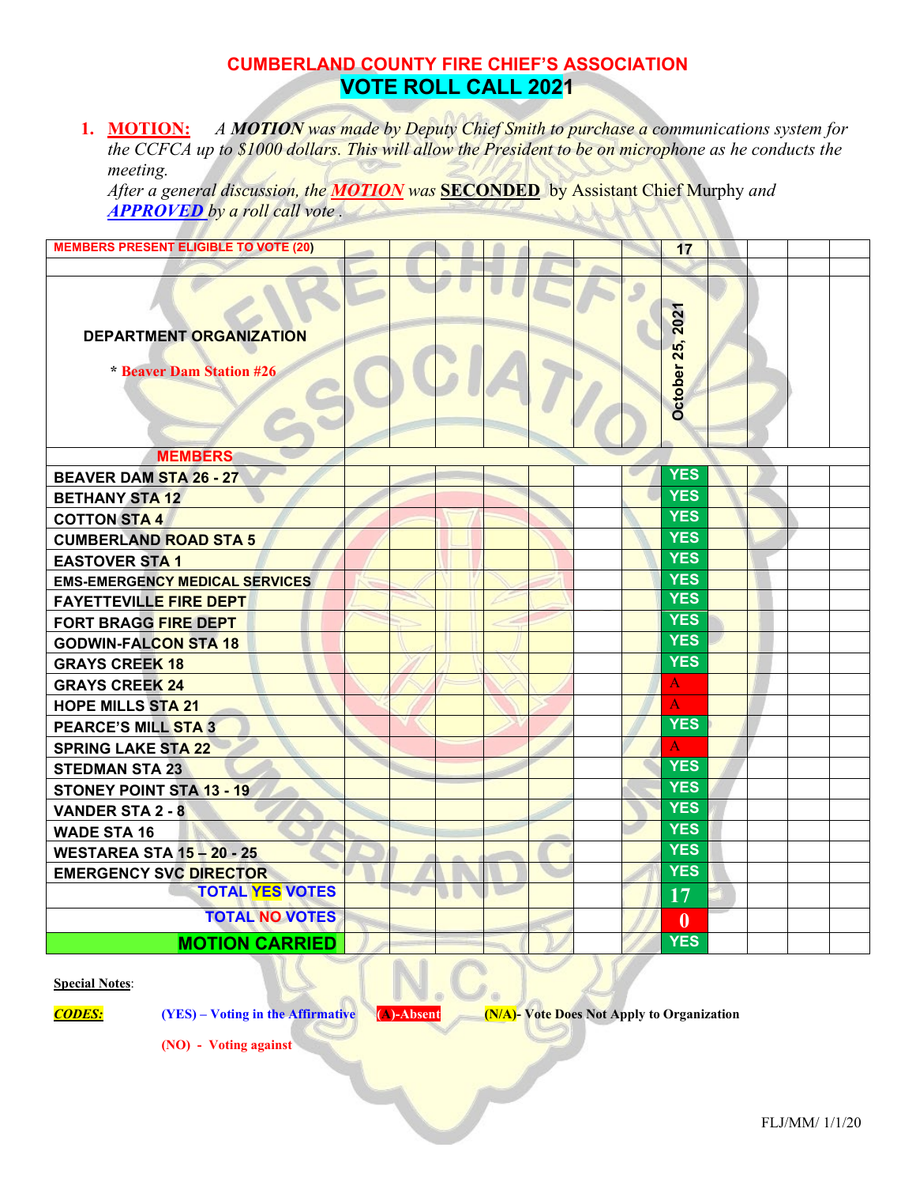# CUMBERLAND COUNTY FIRE CHIEF'S ASSOCIATION

## VOTE ROLL CALL 2021

1. **MOTION:** *A **MOTION** was made by Deputy Chief Smith to purchase a communications system for the CCFCA up to $1000 dollars. This will allow the President to be on microphone as he conducts the meeting.*
   *After a general discussion, the **MOTION** was* **SECONDED** by Assistant Chief Murphy *and* ***APPROVED*** *by a roll call vote .*

| MEMBERS PRESENT ELIGIBLE TO VOTE (20) | | | | | | | | 17 | | | |
|---|---|---|---|---|---|---|---|---|---|---|---|
| | | | | | | | | | | | |
| DEPARTMENT ORGANIZATION<br>* Beaver Dam Station #26 | | | | | | | | October 25, 2021 | | | |
| MEMBERS | | | | | | | | | | | |
| BEAVER DAM STA 26 - 27 | | | | | | | | YES | | | |
| BETHANY STA 12 | | | | | | | | YES | | | |
| COTTON STA 4 | | | | | | | | YES | | | |
| CUMBERLAND ROAD STA 5 | | | | | | | | YES | | | |
| EASTOVER STA 1 | | | | | | | | YES | | | |
| EMS-EMERGENCY MEDICAL SERVICES | | | | | | | | YES | | | |
| FAYETTEVILLE FIRE DEPT | | | | | | | | YES | | | |
| FORT BRAGG FIRE DEPT | | | | | | | | YES | | | |
| GODWIN-FALCON STA 18 | | | | | | | | YES | | | |
| GRAYS CREEK 18 | | | | | | | | YES | | | |
| GRAYS CREEK 24 | | | | | | | | A | | | |
| HOPE MILLS STA 21 | | | | | | | | A | | | |
| PEARCE'S MILL STA 3 | | | | | | | | YES | | | |
| SPRING LAKE STA 22 | | | | | | | | A | | | |
| STEDMAN STA 23 | | | | | | | | YES | | | |
| STONEY POINT STA 13 - 19 | | | | | | | | YES | | | |
| VANDER STA 2 - 8 | | | | | | | | YES | | | |
| WADE STA 16 | | | | | | | | YES | | | |
| WESTAREA STA 15 – 20 - 25 | | | | | | | | YES | | | |
| EMERGENCY SVC DIRECTOR | | | | | | | | YES | | | |
| TOTAL YES VOTES | | | | | | | | 17 | | | |
| TOTAL NO VOTES | | | | | | | | 0 | | | |
| MOTION CARRIED | | | | | | | | YES | | | |

**Special Notes**:

***CODES:*** (YES) – Voting in the Affirmative (A)-Absent (N/A)- Vote Does Not Apply to Organization

(NO) - Voting against

FLJ/MM/ 1/1/20